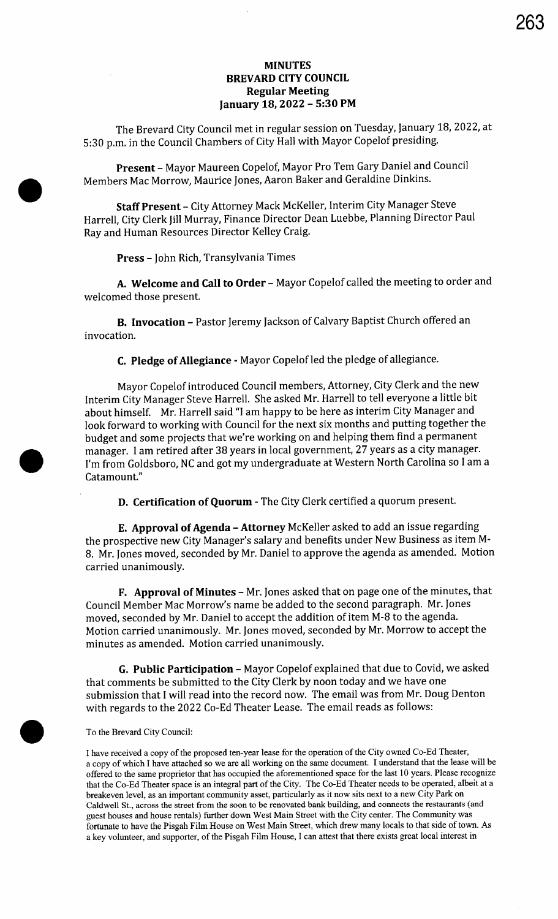# MINUTES
# BREVARD CITY COUNCIL
## Regular Meeting
## January 18, 2022 – 5:30 PM

The Brevard City Council met in regular session on Tuesday, January 18, 2022, at 5:30 p.m. in the Council Chambers of City Hall with Mayor Copelof presiding.

**Present** – Mayor Maureen Copelof, Mayor Pro Tem Gary Daniel and Council Members Mac Morrow, Maurice Jones, Aaron Baker and Geraldine Dinkins.

**Staff Present** – City Attorney Mack McKeller, Interim City Manager Steve Harrell, City Clerk Jill Murray, Finance Director Dean Luebbe, Planning Director Paul Ray and Human Resources Director Kelley Craig.

**Press** – John Rich, Transylvania Times

**A. Welcome and Call to Order** – Mayor Copelof called the meeting to order and welcomed those present.

**B. Invocation** – Pastor Jeremy Jackson of Calvary Baptist Church offered an invocation.

**C. Pledge of Allegiance** - Mayor Copelof led the pledge of allegiance.

Mayor Copelof introduced Council members, Attorney, City Clerk and the new Interim City Manager Steve Harrell. She asked Mr. Harrell to tell everyone a little bit about himself. Mr. Harrell said "I am happy to be here as interim City Manager and look forward to working with Council for the next six months and putting together the budget and some projects that we're working on and helping them find a permanent manager. I am retired after 38 years in local government, 27 years as a city manager. I'm from Goldsboro, NC and got my undergraduate at Western North Carolina so I am a Catamount."

**D. Certification of Quorum** - The City Clerk certified a quorum present.

**E. Approval of Agenda – Attorney** McKeller asked to add an issue regarding the prospective new City Manager's salary and benefits under New Business as item M-8. Mr. Jones moved, seconded by Mr. Daniel to approve the agenda as amended. Motion carried unanimously.

**F. Approval of Minutes** – Mr. Jones asked that on page one of the minutes, that Council Member Mac Morrow's name be added to the second paragraph. Mr. Jones moved, seconded by Mr. Daniel to accept the addition of item M-8 to the agenda. Motion carried unanimously. Mr. Jones moved, seconded by Mr. Morrow to accept the minutes as amended. Motion carried unanimously.

**G. Public Participation** – Mayor Copelof explained that due to Covid, we asked that comments be submitted to the City Clerk by noon today and we have one submission that I will read into the record now. The email was from Mr. Doug Denton with regards to the 2022 Co-Ed Theater Lease. The email reads as follows:

To the Brevard City Council:

I have received a copy of the proposed ten-year lease for the operation of the City owned Co-Ed Theater, a copy of which I have attached so we are all working on the same document. I understand that the lease will be offered to the same proprietor that has occupied the aforementioned space for the last 10 years. Please recognize that the Co-Ed Theater space is an integral part of the City. The Co-Ed Theater needs to be operated, albeit at a breakeven level, as an important community asset, particularly as it now sits next to a new City Park on Caldwell St., across the street from the soon to be renovated bank building, and connects the restaurants (and guest houses and house rentals) further down West Main Street with the City center. The Community was fortunate to have the Pisgah Film House on West Main Street, which drew many locals to that side of town. As a key volunteer, and supporter, of the Pisgah Film House, I can attest that there exists great local interest in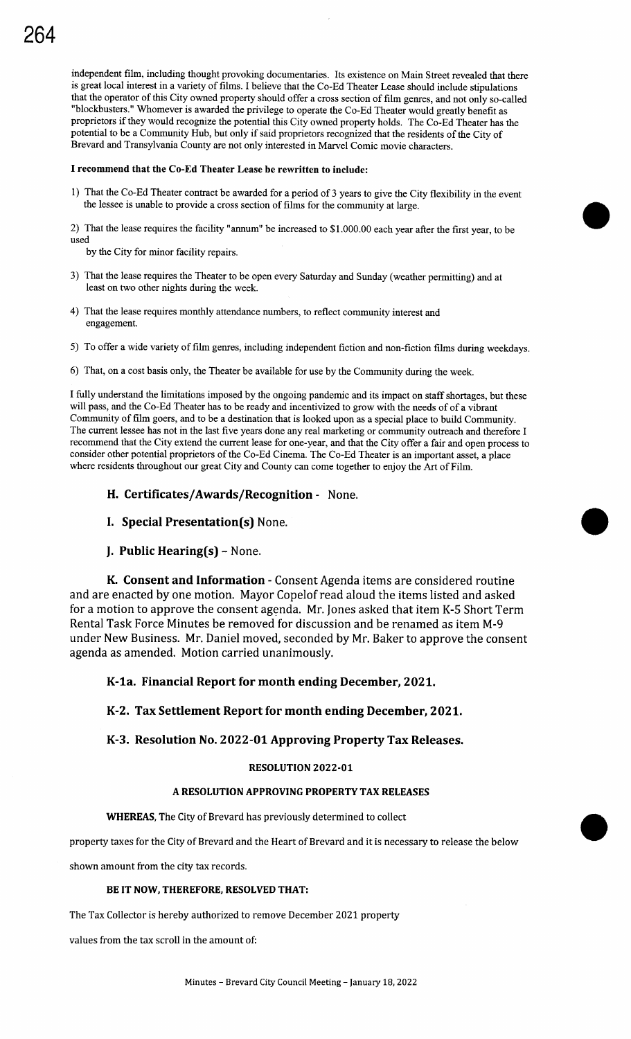independent film, including thought provoking documentaries. Its existence on Main Street revealed that there is great local interest in a variety of films. I believe that the Co-Ed Theater Lease should include stipulations that the operator of this City owned property should offer a cross section of film genres, and not only so-called "blockbusters." Whomever is awarded the privilege to operate the Co-Ed Theater would greatly benefit as proprietors if they would recognize the potential this City owned property holds. The Co-Ed Theater has the potential to be a Community Hub, but only if said proprietors recognized that the residents of the City of Brevard and Transylvania County are not only interested in Marvel Comic movie characters.

**I recommend that the Co-Ed Theater Lease be rewritten to include:**

1) That the Co-Ed Theater contract be awarded for a period of 3 years to give the City flexibility in the event the lessee is unable to provide a cross section of films for the community at large.

2) That the lease requires the facility "annum" be increased to $1.000.00 each year after the first year, to be used by the City for minor facility repairs.

3) That the lease requires the Theater to be open every Saturday and Sunday (weather permitting) and at least on two other nights during the week.

4) That the lease requires monthly attendance numbers, to reflect community interest and engagement.

5) To offer a wide variety of film genres, including independent fiction and non-fiction films during weekdays.

6) That, on a cost basis only, the Theater be available for use by the Community during the week.

I fully understand the limitations imposed by the ongoing pandemic and its impact on staff shortages, but these will pass, and the Co-Ed Theater has to be ready and incentivized to grow with the needs of of a vibrant Community of film goers, and to be a destination that is looked upon as a special place to build Community. The current lessee has not in the last five years done any real marketing or community outreach and therefore I recommend that the City extend the current lease for one-year, and that the City offer a fair and open process to consider other potential proprietors of the Co-Ed Cinema. The Co-Ed Theater is an important asset, a place where residents throughout our great City and County can come together to enjoy the Art of Film.

## H. Certificates/Awards/Recognition - None.

## I. Special Presentation(s) None.

## J. Public Hearing(s) – None.

**K. Consent and Information** - Consent Agenda items are considered routine and are enacted by one motion. Mayor Copelof read aloud the items listed and asked for a motion to approve the consent agenda. Mr. Jones asked that item K-5 Short Term Rental Task Force Minutes be removed for discussion and be renamed as item M-9 under New Business. Mr. Daniel moved, seconded by Mr. Baker to approve the consent agenda as amended. Motion carried unanimously.

### K-1a. Financial Report for month ending December, 2021.

### K-2. Tax Settlement Report for month ending December, 2021.

### K-3. Resolution No. 2022-01 Approving Property Tax Releases.

**RESOLUTION 2022-01**

**A RESOLUTION APPROVING PROPERTY TAX RELEASES**

**WHEREAS,** The City of Brevard has previously determined to collect property taxes for the City of Brevard and the Heart of Brevard and it is necessary to release the below shown amount from the city tax records.

**BE IT NOW, THEREFORE, RESOLVED THAT:**

The Tax Collector is hereby authorized to remove December 2021 property values from the tax scroll in the amount of: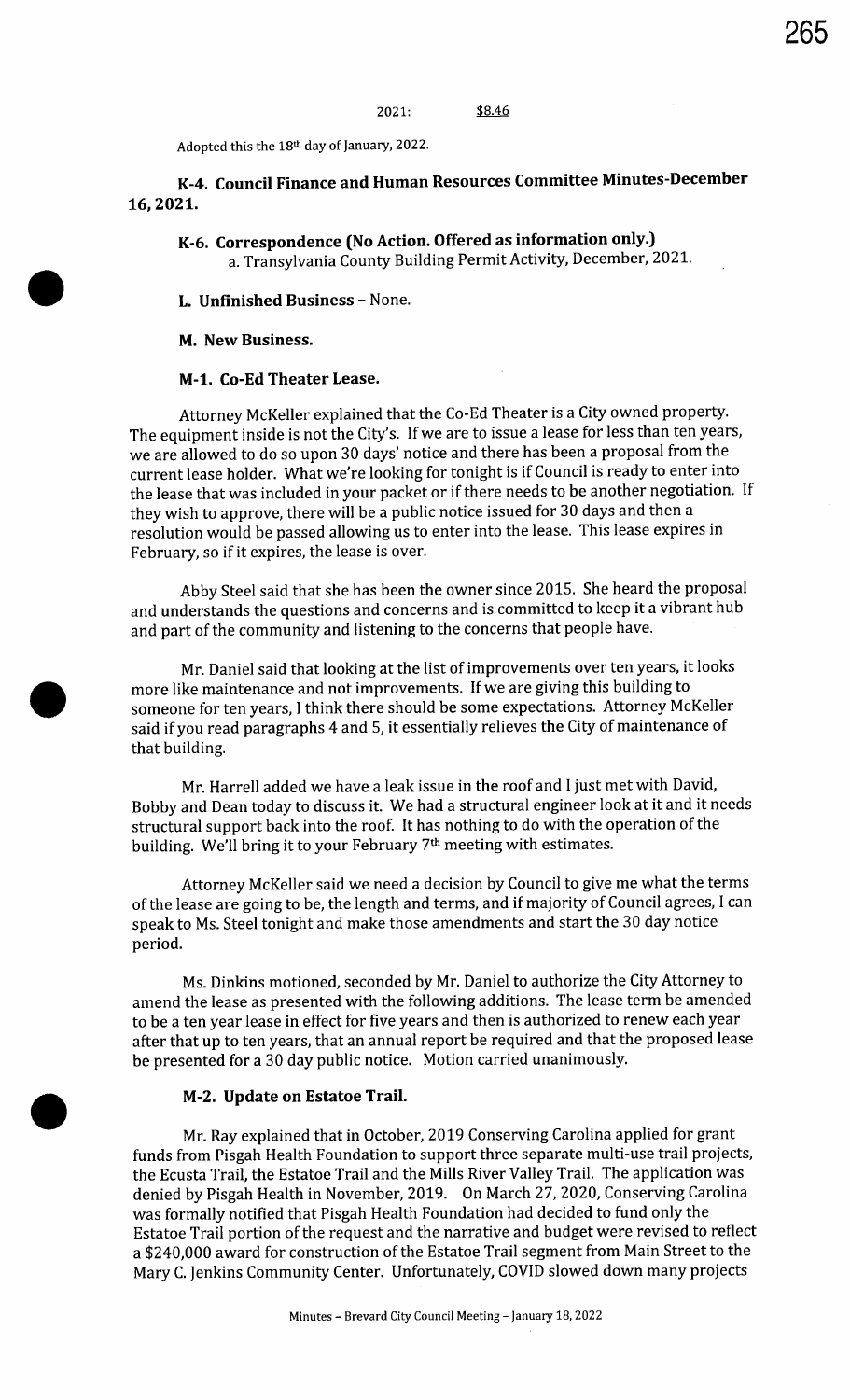2021: $8.46

Adopted this the 18th day of January, 2022.

### K-4. Council Finance and Human Resources Committee Minutes-December 16, 2021.

### K-6. Correspondence (No Action. Offered as information only.)

a. Transylvania County Building Permit Activity, December, 2021.

### L. Unfinished Business – None.

### M. New Business.

### M-1. Co-Ed Theater Lease.

Attorney McKeller explained that the Co-Ed Theater is a City owned property. The equipment inside is not the City's. If we are to issue a lease for less than ten years, we are allowed to do so upon 30 days' notice and there has been a proposal from the current lease holder. What we're looking for tonight is if Council is ready to enter into the lease that was included in your packet or if there needs to be another negotiation. If they wish to approve, there will be a public notice issued for 30 days and then a resolution would be passed allowing us to enter into the lease. This lease expires in February, so if it expires, the lease is over.

Abby Steel said that she has been the owner since 2015. She heard the proposal and understands the questions and concerns and is committed to keep it a vibrant hub and part of the community and listening to the concerns that people have.

Mr. Daniel said that looking at the list of improvements over ten years, it looks more like maintenance and not improvements. If we are giving this building to someone for ten years, I think there should be some expectations. Attorney McKeller said if you read paragraphs 4 and 5, it essentially relieves the City of maintenance of that building.

Mr. Harrell added we have a leak issue in the roof and I just met with David, Bobby and Dean today to discuss it. We had a structural engineer look at it and it needs structural support back into the roof. It has nothing to do with the operation of the building. We'll bring it to your February 7th meeting with estimates.

Attorney McKeller said we need a decision by Council to give me what the terms of the lease are going to be, the length and terms, and if majority of Council agrees, I can speak to Ms. Steel tonight and make those amendments and start the 30 day notice period.

Ms. Dinkins motioned, seconded by Mr. Daniel to authorize the City Attorney to amend the lease as presented with the following additions. The lease term be amended to be a ten year lease in effect for five years and then is authorized to renew each year after that up to ten years, that an annual report be required and that the proposed lease be presented for a 30 day public notice. Motion carried unanimously.

### M-2. Update on Estatoe Trail.

Mr. Ray explained that in October, 2019 Conserving Carolina applied for grant funds from Pisgah Health Foundation to support three separate multi-use trail projects, the Ecusta Trail, the Estatoe Trail and the Mills River Valley Trail. The application was denied by Pisgah Health in November, 2019. On March 27, 2020, Conserving Carolina was formally notified that Pisgah Health Foundation had decided to fund only the Estatoe Trail portion of the request and the narrative and budget were revised to reflect a $240,000 award for construction of the Estatoe Trail segment from Main Street to the Mary C. Jenkins Community Center. Unfortunately, COVID slowed down many projects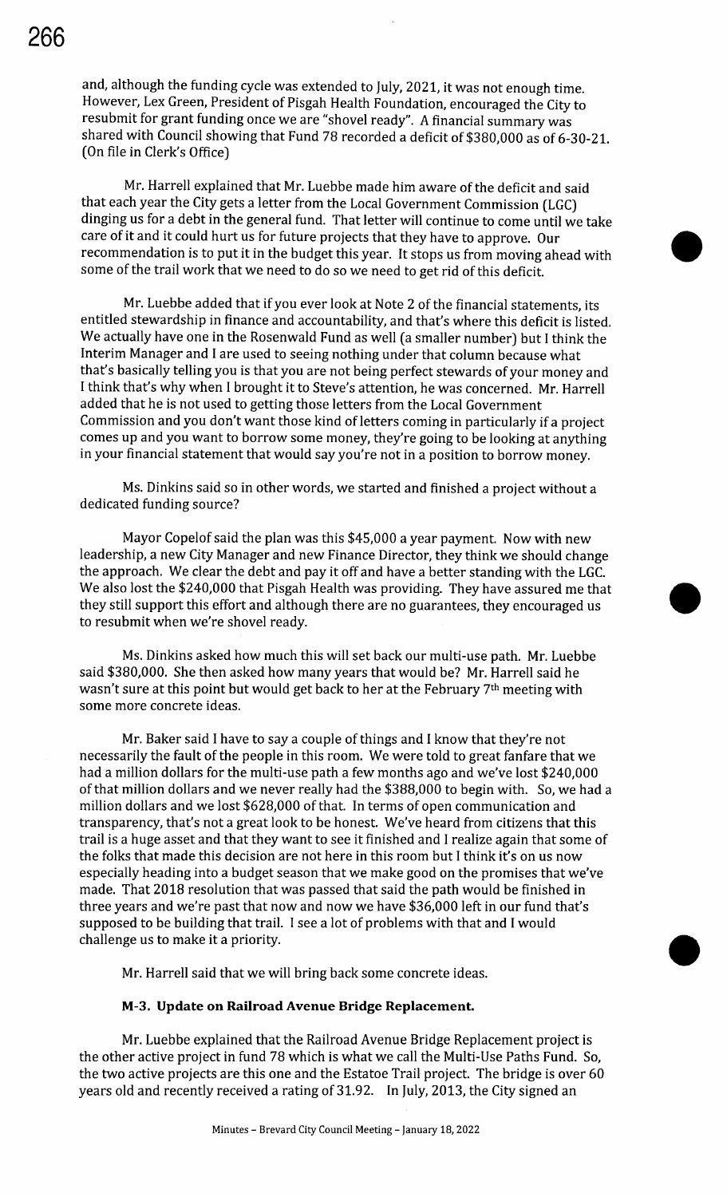and, although the funding cycle was extended to July, 2021, it was not enough time. However, Lex Green, President of Pisgah Health Foundation, encouraged the City to resubmit for grant funding once we are "shovel ready". A financial summary was shared with Council showing that Fund 78 recorded a deficit of $380,000 as of 6-30-21. (On file in Clerk's Office)

Mr. Harrell explained that Mr. Luebbe made him aware of the deficit and said that each year the City gets a letter from the Local Government Commission (LGC) dinging us for a debt in the general fund. That letter will continue to come until we take care of it and it could hurt us for future projects that they have to approve. Our recommendation is to put it in the budget this year. It stops us from moving ahead with some of the trail work that we need to do so we need to get rid of this deficit.

Mr. Luebbe added that if you ever look at Note 2 of the financial statements, its entitled stewardship in finance and accountability, and that's where this deficit is listed. We actually have one in the Rosenwald Fund as well (a smaller number) but I think the Interim Manager and I are used to seeing nothing under that column because what that's basically telling you is that you are not being perfect stewards of your money and I think that's why when I brought it to Steve's attention, he was concerned. Mr. Harrell added that he is not used to getting those letters from the Local Government Commission and you don't want those kind of letters coming in particularly if a project comes up and you want to borrow some money, they're going to be looking at anything in your financial statement that would say you're not in a position to borrow money.

Ms. Dinkins said so in other words, we started and finished a project without a dedicated funding source?

Mayor Copelof said the plan was this $45,000 a year payment. Now with new leadership, a new City Manager and new Finance Director, they think we should change the approach. We clear the debt and pay it off and have a better standing with the LGC. We also lost the $240,000 that Pisgah Health was providing. They have assured me that they still support this effort and although there are no guarantees, they encouraged us to resubmit when we're shovel ready.

Ms. Dinkins asked how much this will set back our multi-use path. Mr. Luebbe said $380,000. She then asked how many years that would be? Mr. Harrell said he wasn't sure at this point but would get back to her at the February 7th meeting with some more concrete ideas.

Mr. Baker said I have to say a couple of things and I know that they're not necessarily the fault of the people in this room. We were told to great fanfare that we had a million dollars for the multi-use path a few months ago and we've lost $240,000 of that million dollars and we never really had the $388,000 to begin with. So, we had a million dollars and we lost $628,000 of that. In terms of open communication and transparency, that's not a great look to be honest. We've heard from citizens that this trail is a huge asset and that they want to see it finished and I realize again that some of the folks that made this decision are not here in this room but I think it's on us now especially heading into a budget season that we make good on the promises that we've made. That 2018 resolution that was passed that said the path would be finished in three years and we're past that now and now we have $36,000 left in our fund that's supposed to be building that trail. I see a lot of problems with that and I would challenge us to make it a priority.

Mr. Harrell said that we will bring back some concrete ideas.

**M-3. Update on Railroad Avenue Bridge Replacement.**

Mr. Luebbe explained that the Railroad Avenue Bridge Replacement project is the other active project in fund 78 which is what we call the Multi-Use Paths Fund. So, the two active projects are this one and the Estatoe Trail project. The bridge is over 60 years old and recently received a rating of 31.92. In July, 2013, the City signed an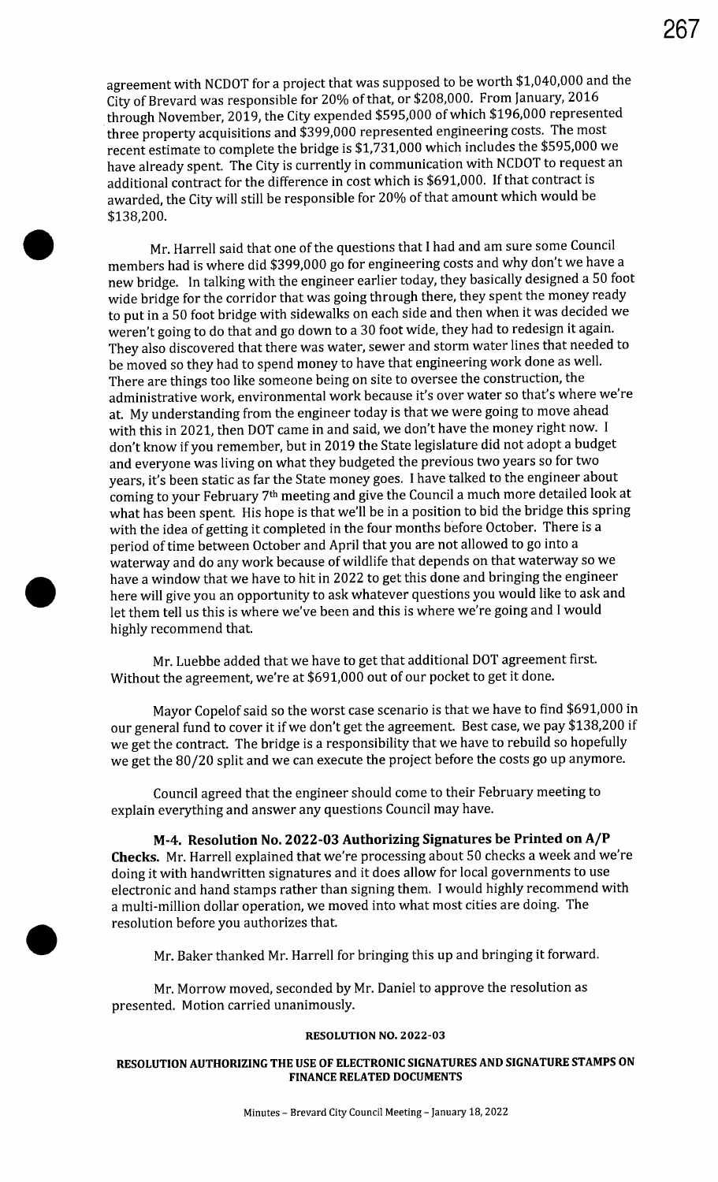agreement with NCDOT for a project that was supposed to be worth $1,040,000 and the City of Brevard was responsible for 20% of that, or $208,000. From January, 2016 through November, 2019, the City expended $595,000 of which $196,000 represented three property acquisitions and $399,000 represented engineering costs. The most recent estimate to complete the bridge is $1,731,000 which includes the $595,000 we have already spent. The City is currently in communication with NCDOT to request an additional contract for the difference in cost which is $691,000. If that contract is awarded, the City will still be responsible for 20% of that amount which would be $138,200.

Mr. Harrell said that one of the questions that I had and am sure some Council members had is where did $399,000 go for engineering costs and why don't we have a new bridge. In talking with the engineer earlier today, they basically designed a 50 foot wide bridge for the corridor that was going through there, they spent the money ready to put in a 50 foot bridge with sidewalks on each side and then when it was decided we weren't going to do that and go down to a 30 foot wide, they had to redesign it again. They also discovered that there was water, sewer and storm water lines that needed to be moved so they had to spend money to have that engineering work done as well. There are things too like someone being on site to oversee the construction, the administrative work, environmental work because it's over water so that's where we're at. My understanding from the engineer today is that we were going to move ahead with this in 2021, then DOT came in and said, we don't have the money right now. I don't know if you remember, but in 2019 the State legislature did not adopt a budget and everyone was living on what they budgeted the previous two years so for two years, it's been static as far the State money goes. I have talked to the engineer about coming to your February 7th meeting and give the Council a much more detailed look at what has been spent. His hope is that we'll be in a position to bid the bridge this spring with the idea of getting it completed in the four months before October. There is a period of time between October and April that you are not allowed to go into a waterway and do any work because of wildlife that depends on that waterway so we have a window that we have to hit in 2022 to get this done and bringing the engineer here will give you an opportunity to ask whatever questions you would like to ask and let them tell us this is where we've been and this is where we're going and I would highly recommend that.

Mr. Luebbe added that we have to get that additional DOT agreement first. Without the agreement, we're at $691,000 out of our pocket to get it done.

Mayor Copelof said so the worst case scenario is that we have to find $691,000 in our general fund to cover it if we don't get the agreement. Best case, we pay $138,200 if we get the contract. The bridge is a responsibility that we have to rebuild so hopefully we get the 80/20 split and we can execute the project before the costs go up anymore.

Council agreed that the engineer should come to their February meeting to explain everything and answer any questions Council may have.

**M-4. Resolution No. 2022-03 Authorizing Signatures be Printed on A/P Checks.** Mr. Harrell explained that we're processing about 50 checks a week and we're doing it with handwritten signatures and it does allow for local governments to use electronic and hand stamps rather than signing them. I would highly recommend with a multi-million dollar operation, we moved into what most cities are doing. The resolution before you authorizes that.

Mr. Baker thanked Mr. Harrell for bringing this up and bringing it forward.

Mr. Morrow moved, seconded by Mr. Daniel to approve the resolution as presented. Motion carried unanimously.

**RESOLUTION NO. 2022-03**

**RESOLUTION AUTHORIZING THE USE OF ELECTRONIC SIGNATURES AND SIGNATURE STAMPS ON FINANCE RELATED DOCUMENTS**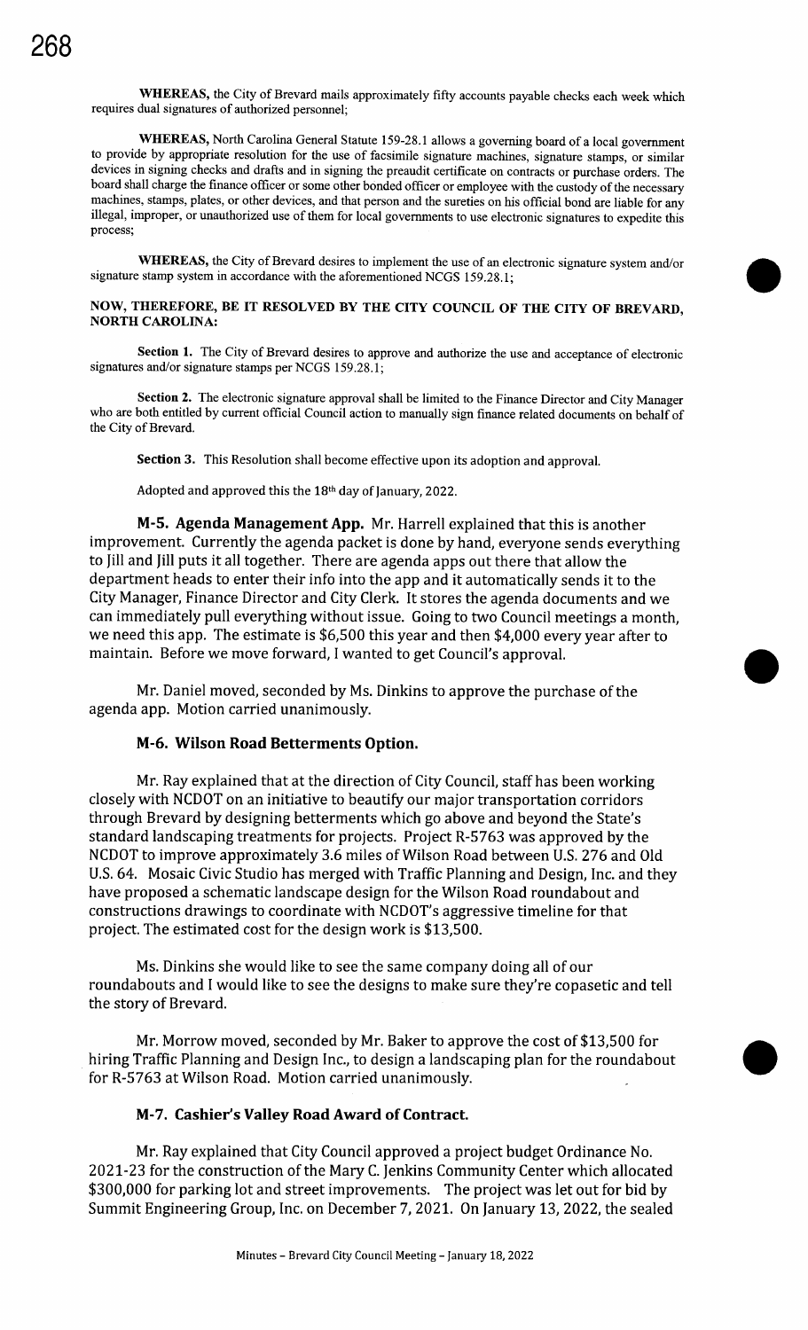**WHEREAS,** the City of Brevard mails approximately fifty accounts payable checks each week which requires dual signatures of authorized personnel;

**WHEREAS,** North Carolina General Statute 159-28.1 allows a governing board of a local government to provide by appropriate resolution for the use of facsimile signature machines, signature stamps, or similar devices in signing checks and drafts and in signing the preaudit certificate on contracts or purchase orders. The board shall charge the finance officer or some other bonded officer or employee with the custody of the necessary machines, stamps, plates, or other devices, and that person and the sureties on his official bond are liable for any illegal, improper, or unauthorized use of them for local governments to use electronic signatures to expedite this process;

**WHEREAS,** the City of Brevard desires to implement the use of an electronic signature system and/or signature stamp system in accordance with the aforementioned NCGS 159.28.1;

**NOW, THEREFORE, BE IT RESOLVED BY THE CITY COUNCIL OF THE CITY OF BREVARD, NORTH CAROLINA:**

**Section 1.** The City of Brevard desires to approve and authorize the use and acceptance of electronic signatures and/or signature stamps per NCGS 159.28.1;

**Section 2.** The electronic signature approval shall be limited to the Finance Director and City Manager who are both entitled by current official Council action to manually sign finance related documents on behalf of the City of Brevard.

**Section 3.** This Resolution shall become effective upon its adoption and approval.

Adopted and approved this the 18th day of January, 2022.

**M-5. Agenda Management App.** Mr. Harrell explained that this is another improvement. Currently the agenda packet is done by hand, everyone sends everything to Jill and Jill puts it all together. There are agenda apps out there that allow the department heads to enter their info into the app and it automatically sends it to the City Manager, Finance Director and City Clerk. It stores the agenda documents and we can immediately pull everything without issue. Going to two Council meetings a month, we need this app. The estimate is $6,500 this year and then $4,000 every year after to maintain. Before we move forward, I wanted to get Council's approval.

Mr. Daniel moved, seconded by Ms. Dinkins to approve the purchase of the agenda app. Motion carried unanimously.

### M-6. Wilson Road Betterments Option.

Mr. Ray explained that at the direction of City Council, staff has been working closely with NCDOT on an initiative to beautify our major transportation corridors through Brevard by designing betterments which go above and beyond the State's standard landscaping treatments for projects. Project R-5763 was approved by the NCDOT to improve approximately 3.6 miles of Wilson Road between U.S. 276 and Old U.S. 64. Mosaic Civic Studio has merged with Traffic Planning and Design, Inc. and they have proposed a schematic landscape design for the Wilson Road roundabout and constructions drawings to coordinate with NCDOT's aggressive timeline for that project. The estimated cost for the design work is $13,500.

Ms. Dinkins she would like to see the same company doing all of our roundabouts and I would like to see the designs to make sure they're copasetic and tell the story of Brevard.

Mr. Morrow moved, seconded by Mr. Baker to approve the cost of $13,500 for hiring Traffic Planning and Design Inc., to design a landscaping plan for the roundabout for R-5763 at Wilson Road. Motion carried unanimously.

### M-7. Cashier's Valley Road Award of Contract.

Mr. Ray explained that City Council approved a project budget Ordinance No. 2021-23 for the construction of the Mary C. Jenkins Community Center which allocated $300,000 for parking lot and street improvements. The project was let out for bid by Summit Engineering Group, Inc. on December 7, 2021. On January 13, 2022, the sealed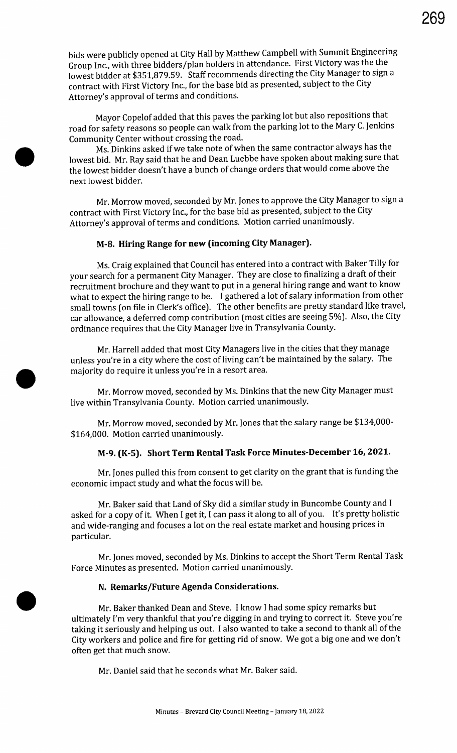bids were publicly opened at City Hall by Matthew Campbell with Summit Engineering Group Inc., with three bidders/plan holders in attendance. First Victory was the the lowest bidder at $351,879.59. Staff recommends directing the City Manager to sign a contract with First Victory Inc., for the base bid as presented, subject to the City Attorney's approval of terms and conditions.

Mayor Copelof added that this paves the parking lot but also repositions that road for safety reasons so people can walk from the parking lot to the Mary C. Jenkins Community Center without crossing the road.

Ms. Dinkins asked if we take note of when the same contractor always has the lowest bid. Mr. Ray said that he and Dean Luebbe have spoken about making sure that the lowest bidder doesn't have a bunch of change orders that would come above the next lowest bidder.

Mr. Morrow moved, seconded by Mr. Jones to approve the City Manager to sign a contract with First Victory Inc., for the base bid as presented, subject to the City Attorney's approval of terms and conditions. Motion carried unanimously.

### M-8. Hiring Range for new (incoming City Manager).

Ms. Craig explained that Council has entered into a contract with Baker Tilly for your search for a permanent City Manager. They are close to finalizing a draft of their recruitment brochure and they want to put in a general hiring range and want to know what to expect the hiring range to be. I gathered a lot of salary information from other small towns (on file in Clerk's office). The other benefits are pretty standard like travel, car allowance, a deferred comp contribution (most cities are seeing 5%). Also, the City ordinance requires that the City Manager live in Transylvania County.

Mr. Harrell added that most City Managers live in the cities that they manage unless you're in a city where the cost of living can't be maintained by the salary. The majority do require it unless you're in a resort area.

Mr. Morrow moved, seconded by Ms. Dinkins that the new City Manager must live within Transylvania County. Motion carried unanimously.

Mr. Morrow moved, seconded by Mr. Jones that the salary range be $134,000-$164,000. Motion carried unanimously.

### M-9. (K-5). Short Term Rental Task Force Minutes-December 16, 2021.

Mr. Jones pulled this from consent to get clarity on the grant that is funding the economic impact study and what the focus will be.

Mr. Baker said that Land of Sky did a similar study in Buncombe County and I asked for a copy of it. When I get it, I can pass it along to all of you. It's pretty holistic and wide-ranging and focuses a lot on the real estate market and housing prices in particular.

Mr. Jones moved, seconded by Ms. Dinkins to accept the Short Term Rental Task Force Minutes as presented. Motion carried unanimously.

### N. Remarks/Future Agenda Considerations.

Mr. Baker thanked Dean and Steve. I know I had some spicy remarks but ultimately I'm very thankful that you're digging in and trying to correct it. Steve you're taking it seriously and helping us out. I also wanted to take a second to thank all of the City workers and police and fire for getting rid of snow. We got a big one and we don't often get that much snow.

Mr. Daniel said that he seconds what Mr. Baker said.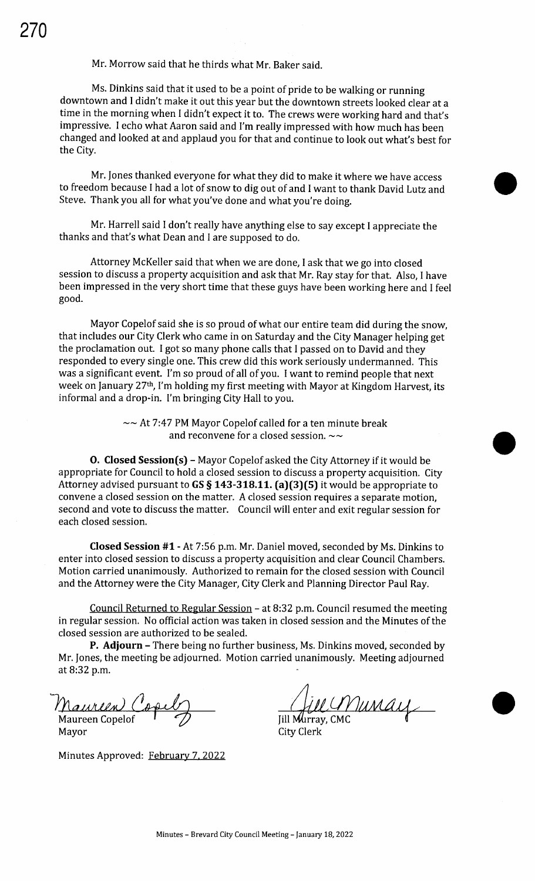Mr. Morrow said that he thirds what Mr. Baker said.

Ms. Dinkins said that it used to be a point of pride to be walking or running downtown and I didn't make it out this year but the downtown streets looked clear at a time in the morning when I didn't expect it to. The crews were working hard and that's impressive. I echo what Aaron said and I'm really impressed with how much has been changed and looked at and applaud you for that and continue to look out what's best for the City.

Mr. Jones thanked everyone for what they did to make it where we have access to freedom because I had a lot of snow to dig out of and I want to thank David Lutz and Steve. Thank you all for what you've done and what you're doing.

Mr. Harrell said I don't really have anything else to say except I appreciate the thanks and that's what Dean and I are supposed to do.

Attorney McKeller said that when we are done, I ask that we go into closed session to discuss a property acquisition and ask that Mr. Ray stay for that. Also, I have been impressed in the very short time that these guys have been working here and I feel good.

Mayor Copelof said she is so proud of what our entire team did during the snow, that includes our City Clerk who came in on Saturday and the City Manager helping get the proclamation out. I got so many phone calls that I passed on to David and they responded to every single one. This crew did this work seriously undermanned. This was a significant event. I'm so proud of all of you. I want to remind people that next week on January 27th, I'm holding my first meeting with Mayor at Kingdom Harvest, its informal and a drop-in. I'm bringing City Hall to you.

~~ At 7:47 PM Mayor Copelof called for a ten minute break and reconvene for a closed session. ~~

**O. Closed Session(s)** – Mayor Copelof asked the City Attorney if it would be appropriate for Council to hold a closed session to discuss a property acquisition. City Attorney advised pursuant to **GS § 143-318.11. (a)(3)(5)** it would be appropriate to convene a closed session on the matter. A closed session requires a separate motion, second and vote to discuss the matter. Council will enter and exit regular session for each closed session.

**Closed Session #1** - At 7:56 p.m. Mr. Daniel moved, seconded by Ms. Dinkins to enter into closed session to discuss a property acquisition and clear Council Chambers. Motion carried unanimously. Authorized to remain for the closed session with Council and the Attorney were the City Manager, City Clerk and Planning Director Paul Ray.

Council Returned to Regular Session – at 8:32 p.m. Council resumed the meeting in regular session. No official action was taken in closed session and the Minutes of the closed session are authorized to be sealed.

**P. Adjourn** – There being no further business, Ms. Dinkins moved, seconded by Mr. Jones, the meeting be adjourned. Motion carried unanimously. Meeting adjourned at 8:32 p.m.

Maureen Copelof
Mayor

Jill Murray, CMC
City Clerk

Minutes Approved: February 7, 2022